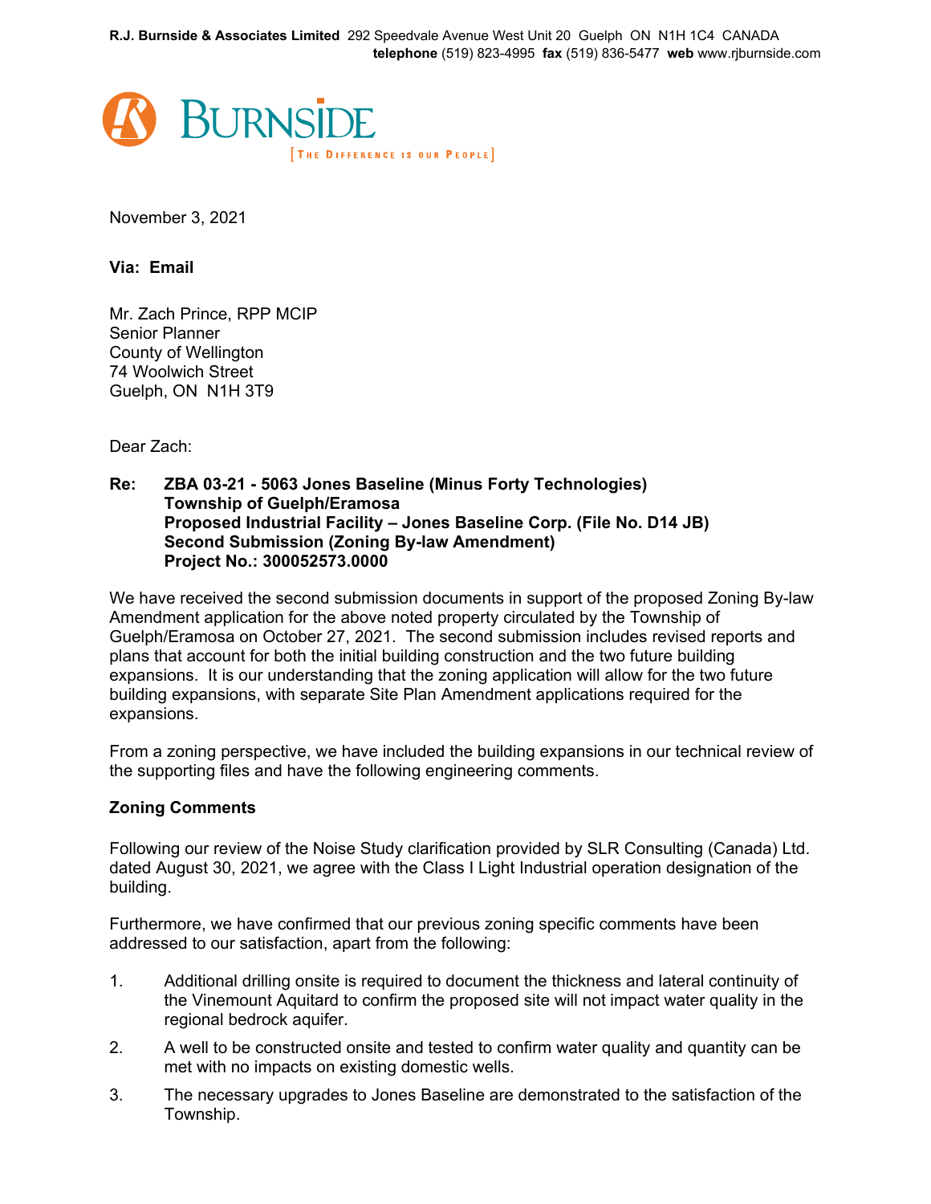R.J. Burnside & Associates Limited 292 Speedvale Avenue West Unit 20 Guelph ON N1H 1C4 CANADA
**telephone** (519) 823-4995 **fax** (519) 836-5477 **web** www.rjburnside.com

BURNSIDE
[THE DIFFERENCE IS OUR PEOPLE]

November 3, 2021

**Via: Email**

Mr. Zach Prince, RPP MCIP
Senior Planner
County of Wellington
74 Woolwich Street
Guelph, ON N1H 3T9

Dear Zach:

**Re: ZBA 03-21 - 5063 Jones Baseline (Minus Forty Technologies)**
**Township of Guelph/Eramosa**
**Proposed Industrial Facility – Jones Baseline Corp. (File No. D14 JB)**
**Second Submission (Zoning By-law Amendment)**
**Project No.: 300052573.0000**

We have received the second submission documents in support of the proposed Zoning By-law Amendment application for the above noted property circulated by the Township of Guelph/Eramosa on October 27, 2021. The second submission includes revised reports and plans that account for both the initial building construction and the two future building expansions. It is our understanding that the zoning application will allow for the two future building expansions, with separate Site Plan Amendment applications required for the expansions.

From a zoning perspective, we have included the building expansions in our technical review of the supporting files and have the following engineering comments.

**Zoning Comments**

Following our review of the Noise Study clarification provided by SLR Consulting (Canada) Ltd. dated August 30, 2021, we agree with the Class I Light Industrial operation designation of the building.

Furthermore, we have confirmed that our previous zoning specific comments have been addressed to our satisfaction, apart from the following:

1. Additional drilling onsite is required to document the thickness and lateral continuity of the Vinemount Aquitard to confirm the proposed site will not impact water quality in the regional bedrock aquifer.
2. A well to be constructed onsite and tested to confirm water quality and quantity can be met with no impacts on existing domestic wells.
3. The necessary upgrades to Jones Baseline are demonstrated to the satisfaction of the Township.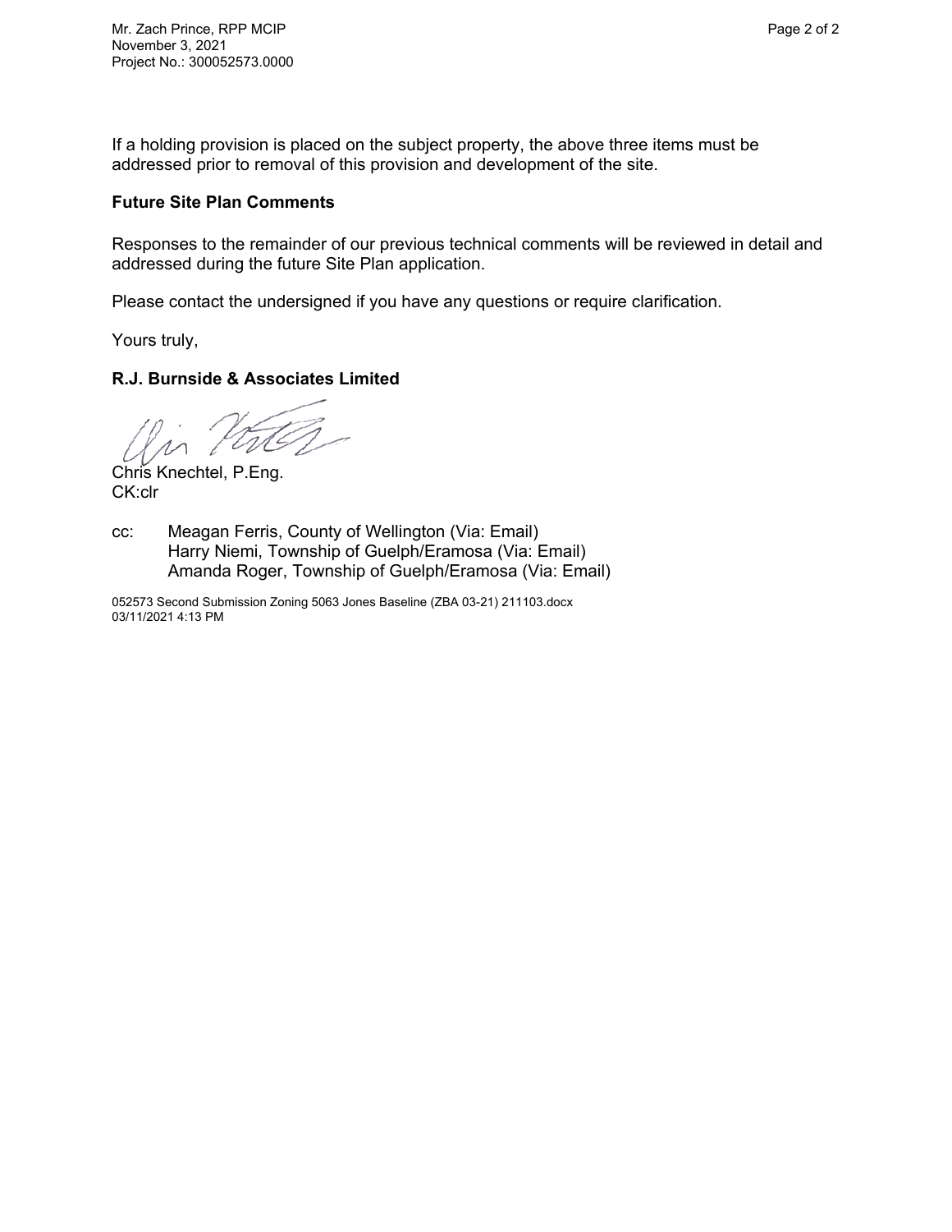If a holding provision is placed on the subject property, the above three items must be addressed prior to removal of this provision and development of the site.

**Future Site Plan Comments**

Responses to the remainder of our previous technical comments will be reviewed in detail and addressed during the future Site Plan application.

Please contact the undersigned if you have any questions or require clarification.

Yours truly,

**R.J. Burnside & Associates Limited**

Chris Knechtel, P.Eng.
CK:clr

cc: Meagan Ferris, County of Wellington (Via: Email)
Harry Niemi, Township of Guelph/Eramosa (Via: Email)
Amanda Roger, Township of Guelph/Eramosa (Via: Email)

052573 Second Submission Zoning 5063 Jones Baseline (ZBA 03-21) 211103.docx
03/11/2021 4:13 PM